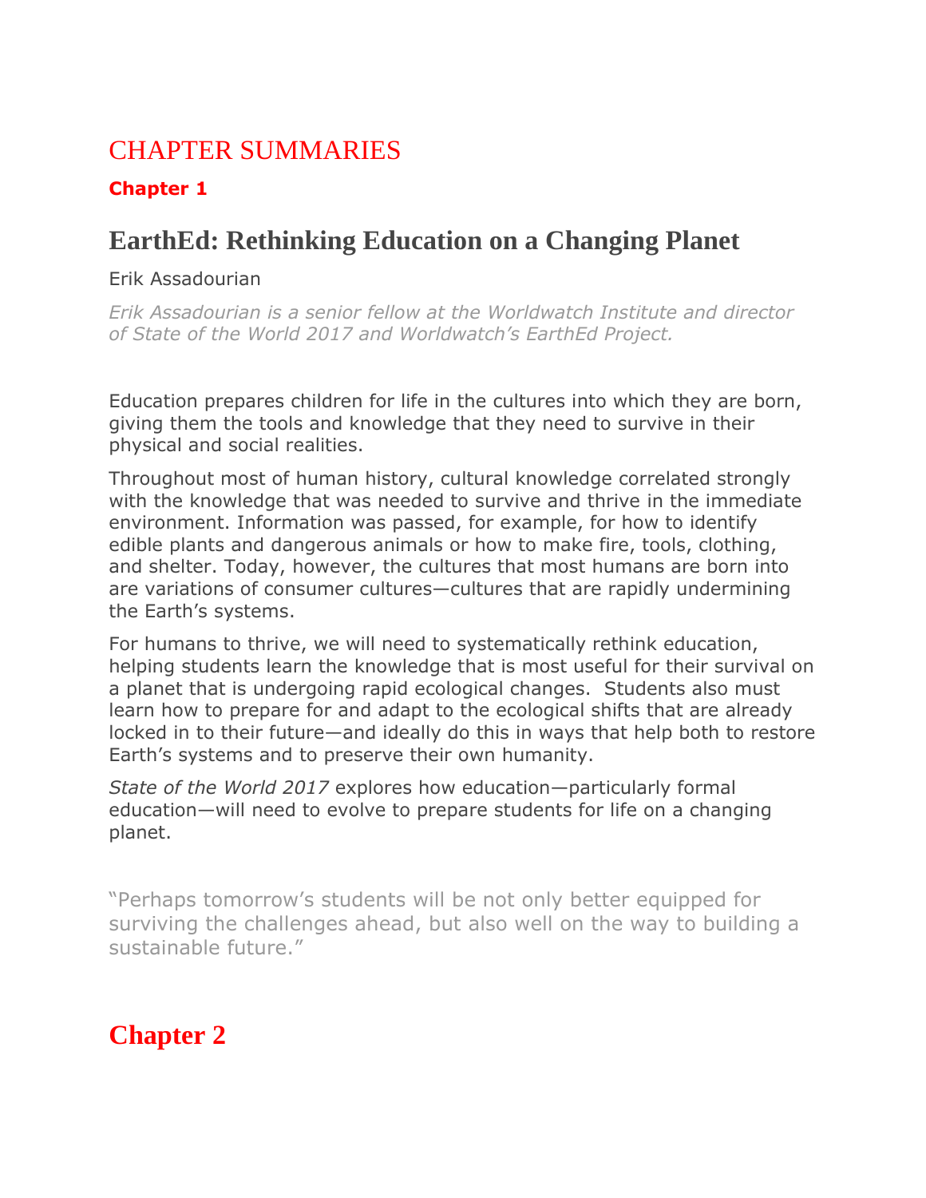# CHAPTER SUMMARIES

### Chapter 1

## EarthEd: Rethinking Education on a Changing Planet

Erik Assadourian

*Erik Assadourian is a senior fellow at the Worldwatch Institute and director of State of the World 2017 and Worldwatch's EarthEd Project.*

Education prepares children for life in the cultures into which they are born, giving them the tools and knowledge that they need to survive in their physical and social realities.

Throughout most of human history, cultural knowledge correlated strongly with the knowledge that was needed to survive and thrive in the immediate environment. Information was passed, for example, for how to identify edible plants and dangerous animals or how to make fire, tools, clothing, and shelter. Today, however, the cultures that most humans are born into are variations of consumer cultures—cultures that are rapidly undermining the Earth's systems.

For humans to thrive, we will need to systematically rethink education, helping students learn the knowledge that is most useful for their survival on a planet that is undergoing rapid ecological changes. Students also must learn how to prepare for and adapt to the ecological shifts that are already locked in to their future—and ideally do this in ways that help both to restore Earth's systems and to preserve their own humanity.

*State of the World 2017* explores how education—particularly formal education—will need to evolve to prepare students for life on a changing planet.

"Perhaps tomorrow's students will be not only better equipped for surviving the challenges ahead, but also well on the way to building a sustainable future."

# Chapter 2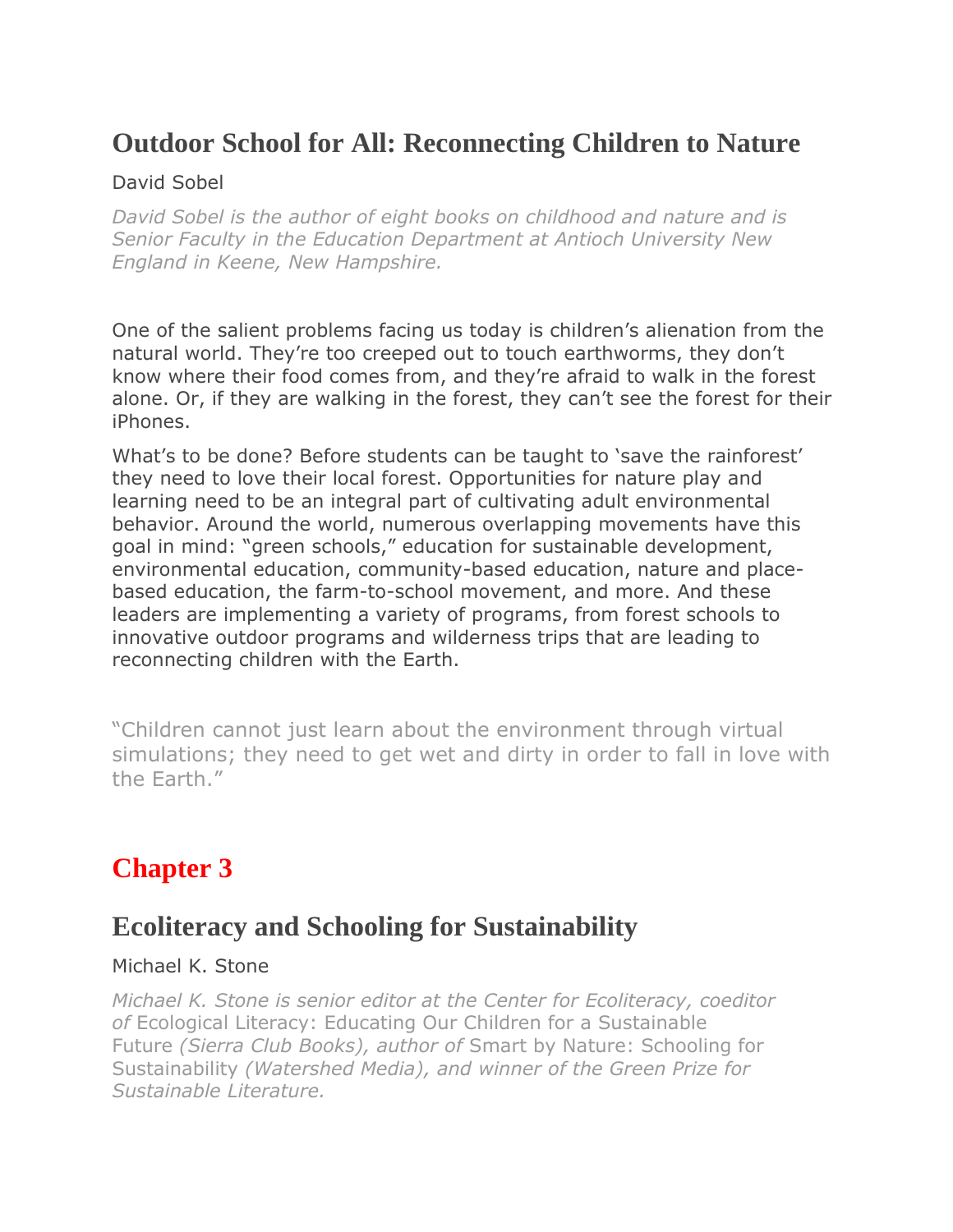## Outdoor School for All: Reconnecting Children to Nature

David Sobel

*David Sobel is the author of eight books on childhood and nature and is Senior Faculty in the Education Department at Antioch University New England in Keene, New Hampshire.*

One of the salient problems facing us today is children's alienation from the natural world. They're too creeped out to touch earthworms, they don't know where their food comes from, and they're afraid to walk in the forest alone. Or, if they are walking in the forest, they can't see the forest for their iPhones.

What's to be done? Before students can be taught to 'save the rainforest' they need to love their local forest. Opportunities for nature play and learning need to be an integral part of cultivating adult environmental behavior. Around the world, numerous overlapping movements have this goal in mind: "green schools," education for sustainable development, environmental education, community-based education, nature and place-based education, the farm-to-school movement, and more. And these leaders are implementing a variety of programs, from forest schools to innovative outdoor programs and wilderness trips that are leading to reconnecting children with the Earth.

"Children cannot just learn about the environment through virtual simulations; they need to get wet and dirty in order to fall in love with the Earth."

# Chapter 3

## Ecoliteracy and Schooling for Sustainability

Michael K. Stone

*Michael K. Stone is senior editor at the Center for Ecoliteracy, coeditor of* Ecological Literacy: Educating Our Children for a Sustainable Future *(Sierra Club Books), author of* Smart by Nature: Schooling for Sustainability *(Watershed Media), and winner of the Green Prize for Sustainable Literature.*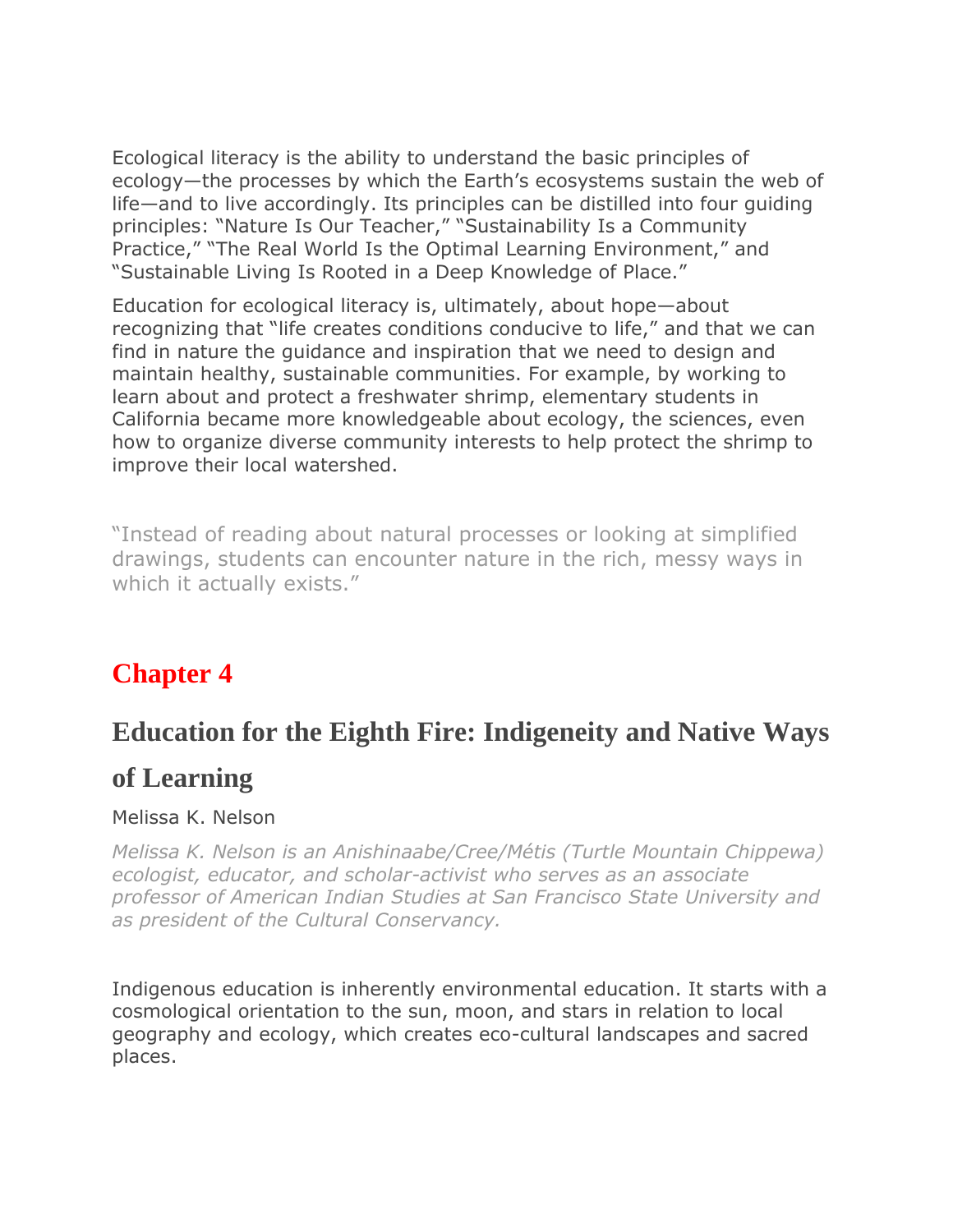Ecological literacy is the ability to understand the basic principles of ecology—the processes by which the Earth's ecosystems sustain the web of life—and to live accordingly. Its principles can be distilled into four guiding principles: "Nature Is Our Teacher," "Sustainability Is a Community Practice," "The Real World Is the Optimal Learning Environment," and "Sustainable Living Is Rooted in a Deep Knowledge of Place."

Education for ecological literacy is, ultimately, about hope—about recognizing that "life creates conditions conducive to life," and that we can find in nature the guidance and inspiration that we need to design and maintain healthy, sustainable communities. For example, by working to learn about and protect a freshwater shrimp, elementary students in California became more knowledgeable about ecology, the sciences, even how to organize diverse community interests to help protect the shrimp to improve their local watershed.

> "Instead of reading about natural processes or looking at simplified drawings, students can encounter nature in the rich, messy ways in which it actually exists."

## Chapter 4

## Education for the Eighth Fire: Indigeneity and Native Ways of Learning

Melissa K. Nelson

*Melissa K. Nelson is an Anishinaabe/Cree/Métis (Turtle Mountain Chippewa) ecologist, educator, and scholar-activist who serves as an associate professor of American Indian Studies at San Francisco State University and as president of the Cultural Conservancy.*

Indigenous education is inherently environmental education. It starts with a cosmological orientation to the sun, moon, and stars in relation to local geography and ecology, which creates eco-cultural landscapes and sacred places.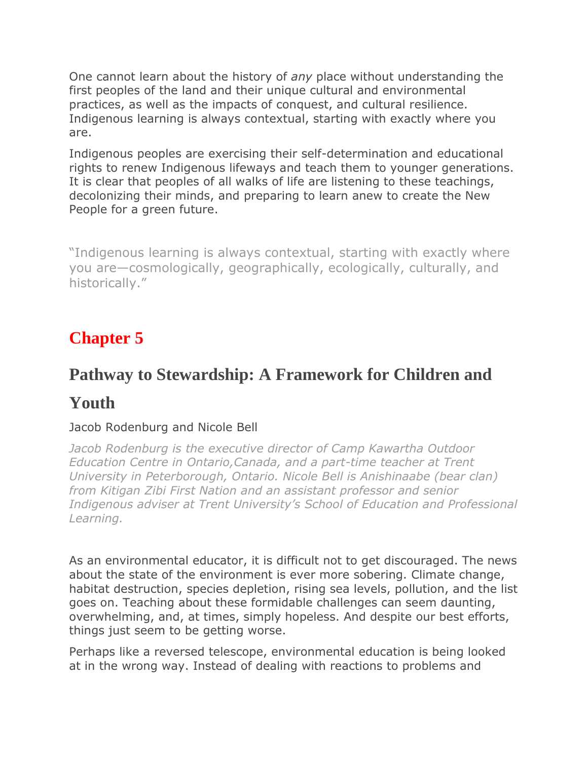One cannot learn about the history of *any* place without understanding the first peoples of the land and their unique cultural and environmental practices, as well as the impacts of conquest, and cultural resilience. Indigenous learning is always contextual, starting with exactly where you are.

Indigenous peoples are exercising their self-determination and educational rights to renew Indigenous lifeways and teach them to younger generations. It is clear that peoples of all walks of life are listening to these teachings, decolonizing their minds, and preparing to learn anew to create the New People for a green future.

> "Indigenous learning is always contextual, starting with exactly where you are—cosmologically, geographically, ecologically, culturally, and historically."

# Chapter 5

## Pathway to Stewardship: A Framework for Children and Youth

Jacob Rodenburg and Nicole Bell

*Jacob Rodenburg is the executive director of Camp Kawartha Outdoor Education Centre in Ontario,Canada, and a part-time teacher at Trent University in Peterborough, Ontario. Nicole Bell is Anishinaabe (bear clan) from Kitigan Zibi First Nation and an assistant professor and senior Indigenous adviser at Trent University's School of Education and Professional Learning.*

As an environmental educator, it is difficult not to get discouraged. The news about the state of the environment is ever more sobering. Climate change, habitat destruction, species depletion, rising sea levels, pollution, and the list goes on. Teaching about these formidable challenges can seem daunting, overwhelming, and, at times, simply hopeless. And despite our best efforts, things just seem to be getting worse.

Perhaps like a reversed telescope, environmental education is being looked at in the wrong way. Instead of dealing with reactions to problems and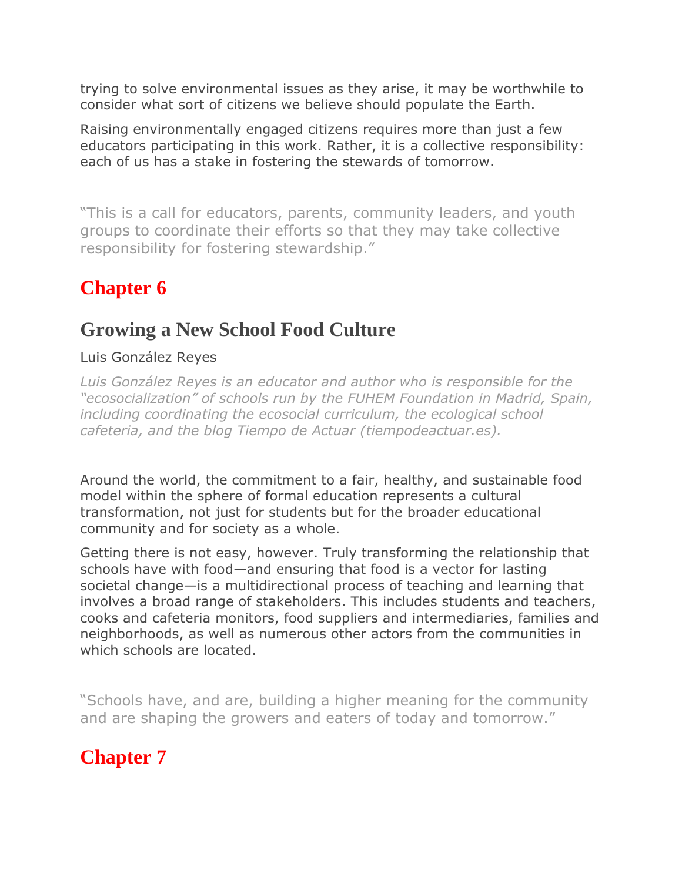trying to solve environmental issues as they arise, it may be worthwhile to consider what sort of citizens we believe should populate the Earth.

Raising environmentally engaged citizens requires more than just a few educators participating in this work. Rather, it is a collective responsibility: each of us has a stake in fostering the stewards of tomorrow.

> "This is a call for educators, parents, community leaders, and youth groups to coordinate their efforts so that they may take collective responsibility for fostering stewardship."

# Chapter 6

## Growing a New School Food Culture

Luis González Reyes

*Luis González Reyes is an educator and author who is responsible for the "ecosocialization" of schools run by the FUHEM Foundation in Madrid, Spain, including coordinating the ecosocial curriculum, the ecological school cafeteria, and the blog Tiempo de Actuar (tiempodeactuar.es).*

Around the world, the commitment to a fair, healthy, and sustainable food model within the sphere of formal education represents a cultural transformation, not just for students but for the broader educational community and for society as a whole.

Getting there is not easy, however. Truly transforming the relationship that schools have with food—and ensuring that food is a vector for lasting societal change—is a multidirectional process of teaching and learning that involves a broad range of stakeholders. This includes students and teachers, cooks and cafeteria monitors, food suppliers and intermediaries, families and neighborhoods, as well as numerous other actors from the communities in which schools are located.

> "Schools have, and are, building a higher meaning for the community and are shaping the growers and eaters of today and tomorrow."

# Chapter 7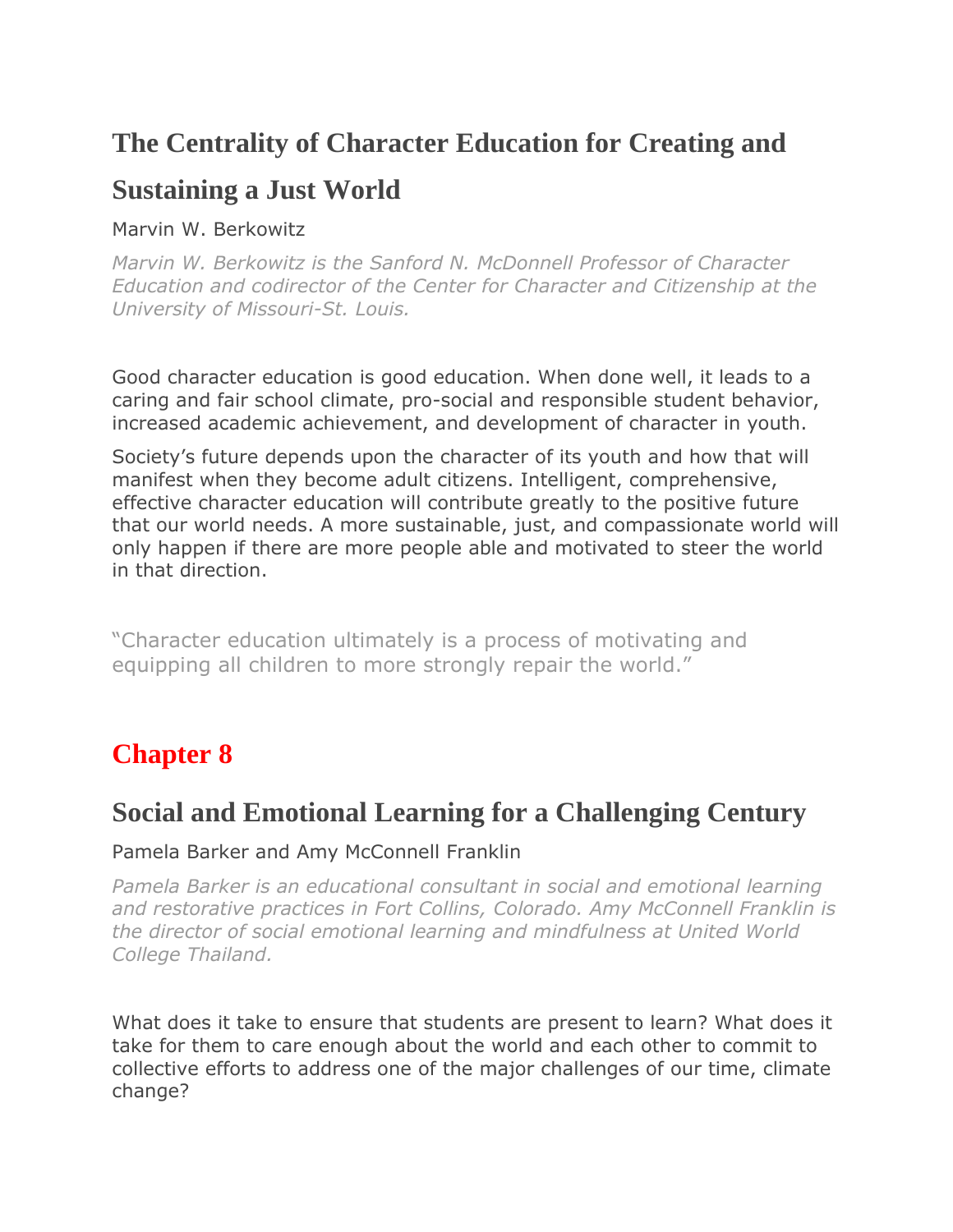## The Centrality of Character Education for Creating and Sustaining a Just World

Marvin W. Berkowitz

*Marvin W. Berkowitz is the Sanford N. McDonnell Professor of Character Education and codirector of the Center for Character and Citizenship at the University of Missouri-St. Louis.*

Good character education is good education. When done well, it leads to a caring and fair school climate, pro-social and responsible student behavior, increased academic achievement, and development of character in youth.

Society's future depends upon the character of its youth and how that will manifest when they become adult citizens. Intelligent, comprehensive, effective character education will contribute greatly to the positive future that our world needs. A more sustainable, just, and compassionate world will only happen if there are more people able and motivated to steer the world in that direction.

"Character education ultimately is a process of motivating and equipping all children to more strongly repair the world."

# Chapter 8

## Social and Emotional Learning for a Challenging Century

Pamela Barker and Amy McConnell Franklin

*Pamela Barker is an educational consultant in social and emotional learning and restorative practices in Fort Collins, Colorado. Amy McConnell Franklin is the director of social emotional learning and mindfulness at United World College Thailand.*

What does it take to ensure that students are present to learn? What does it take for them to care enough about the world and each other to commit to collective efforts to address one of the major challenges of our time, climate change?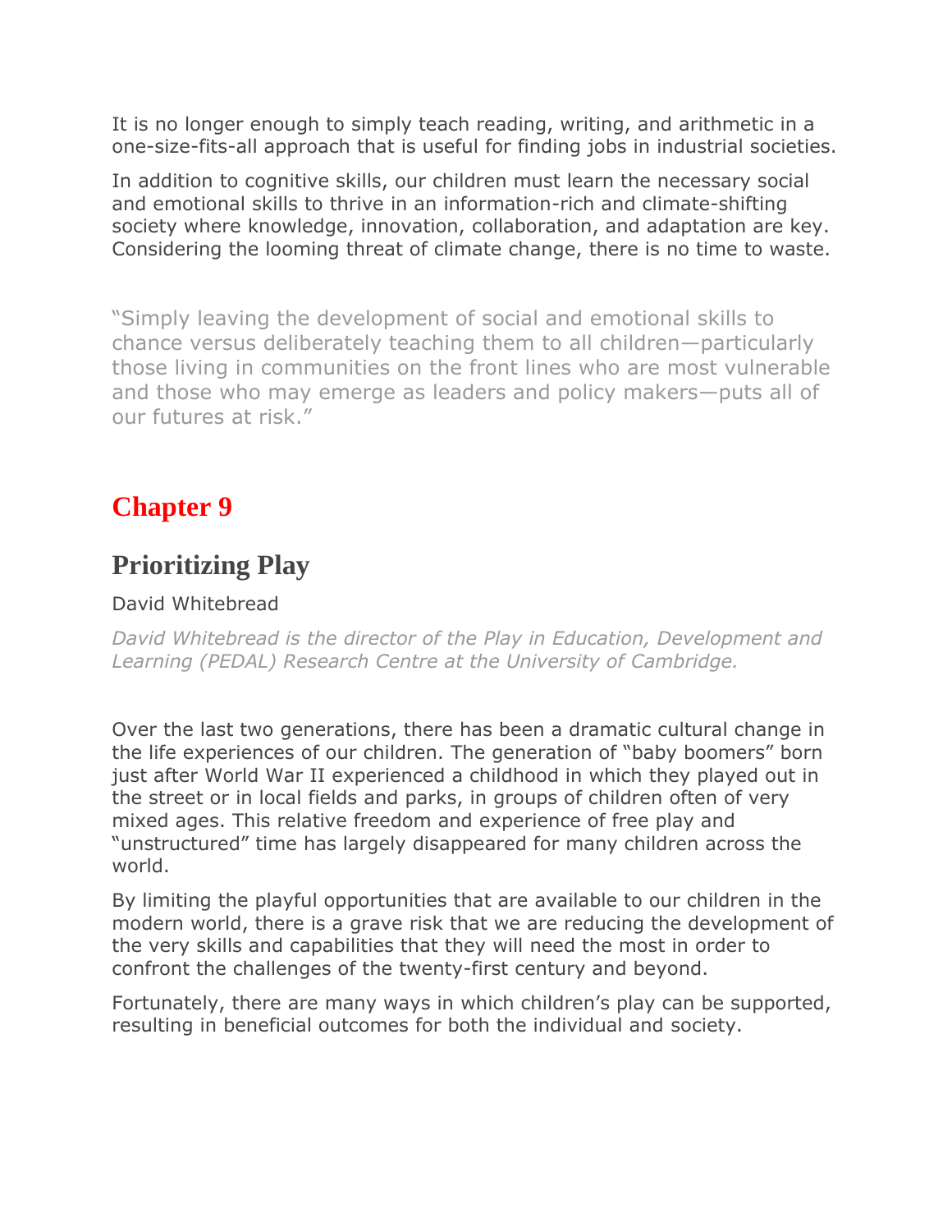It is no longer enough to simply teach reading, writing, and arithmetic in a one-size-fits-all approach that is useful for finding jobs in industrial societies.

In addition to cognitive skills, our children must learn the necessary social and emotional skills to thrive in an information-rich and climate-shifting society where knowledge, innovation, collaboration, and adaptation are key. Considering the looming threat of climate change, there is no time to waste.

> "Simply leaving the development of social and emotional skills to chance versus deliberately teaching them to all children—particularly those living in communities on the front lines who are most vulnerable and those who may emerge as leaders and policy makers—puts all of our futures at risk."

# Chapter 9

## Prioritizing Play

David Whitebread

*David Whitebread is the director of the Play in Education, Development and Learning (PEDAL) Research Centre at the University of Cambridge.*

Over the last two generations, there has been a dramatic cultural change in the life experiences of our children. The generation of "baby boomers" born just after World War II experienced a childhood in which they played out in the street or in local fields and parks, in groups of children often of very mixed ages. This relative freedom and experience of free play and "unstructured" time has largely disappeared for many children across the world.

By limiting the playful opportunities that are available to our children in the modern world, there is a grave risk that we are reducing the development of the very skills and capabilities that they will need the most in order to confront the challenges of the twenty-first century and beyond.

Fortunately, there are many ways in which children's play can be supported, resulting in beneficial outcomes for both the individual and society.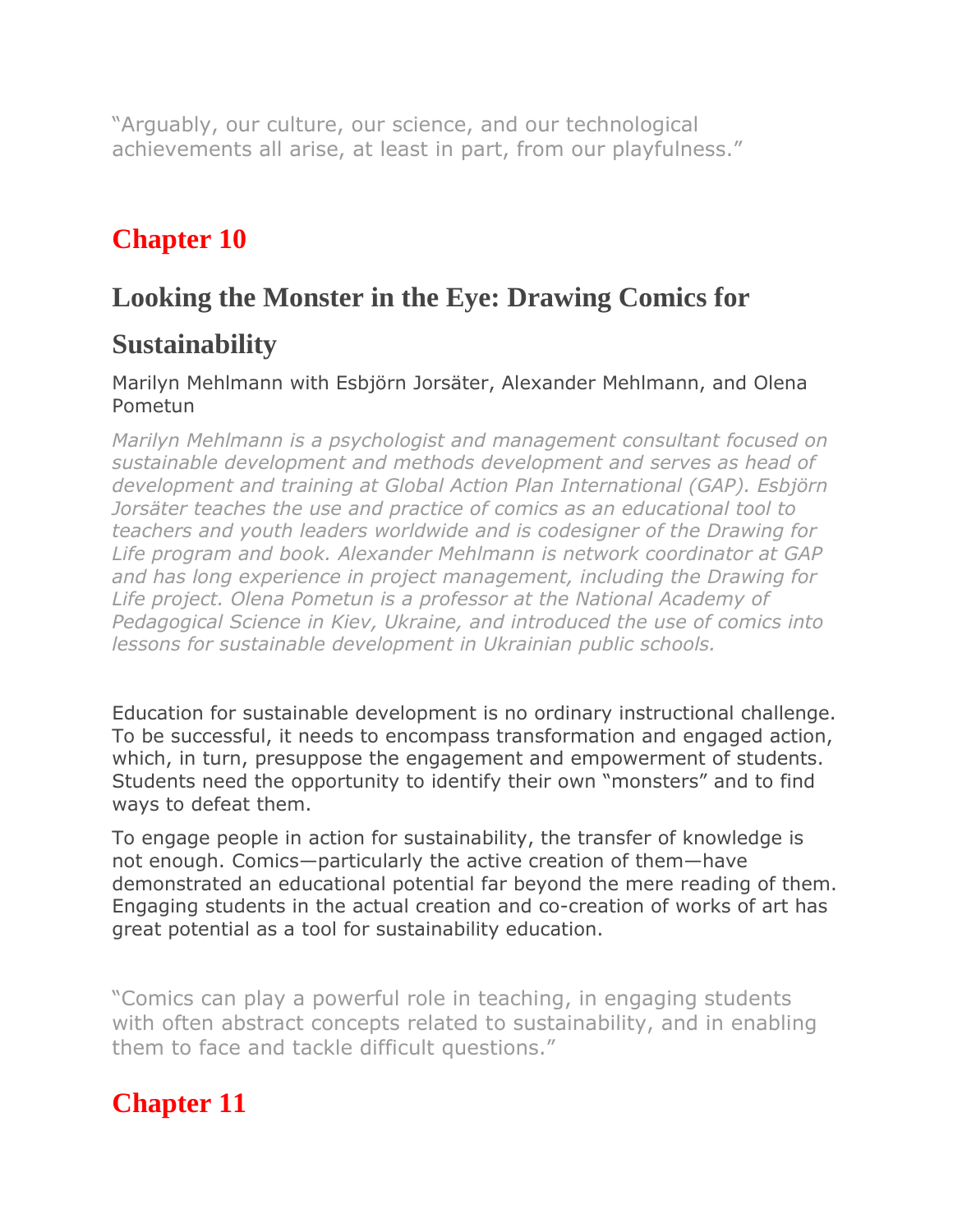“Arguably, our culture, our science, and our technological achievements all arise, at least in part, from our playfulness.”

# Chapter 10

## Looking the Monster in the Eye: Drawing Comics for Sustainability

Marilyn Mehlmann with Esbjörn Jorsäter, Alexander Mehlmann, and Olena Pometun

*Marilyn Mehlmann is a psychologist and management consultant focused on sustainable development and methods development and serves as head of development and training at Global Action Plan International (GAP). Esbjörn Jorsäter teaches the use and practice of comics as an educational tool to teachers and youth leaders worldwide and is codesigner of the Drawing for Life program and book. Alexander Mehlmann is network coordinator at GAP and has long experience in project management, including the Drawing for Life project. Olena Pometun is a professor at the National Academy of Pedagogical Science in Kiev, Ukraine, and introduced the use of comics into lessons for sustainable development in Ukrainian public schools.*

Education for sustainable development is no ordinary instructional challenge. To be successful, it needs to encompass transformation and engaged action, which, in turn, presuppose the engagement and empowerment of students. Students need the opportunity to identify their own “monsters” and to find ways to defeat them.

To engage people in action for sustainability, the transfer of knowledge is not enough. Comics—particularly the active creation of them—have demonstrated an educational potential far beyond the mere reading of them. Engaging students in the actual creation and co-creation of works of art has great potential as a tool for sustainability education.

“Comics can play a powerful role in teaching, in engaging students with often abstract concepts related to sustainability, and in enabling them to face and tackle difficult questions.”

# Chapter 11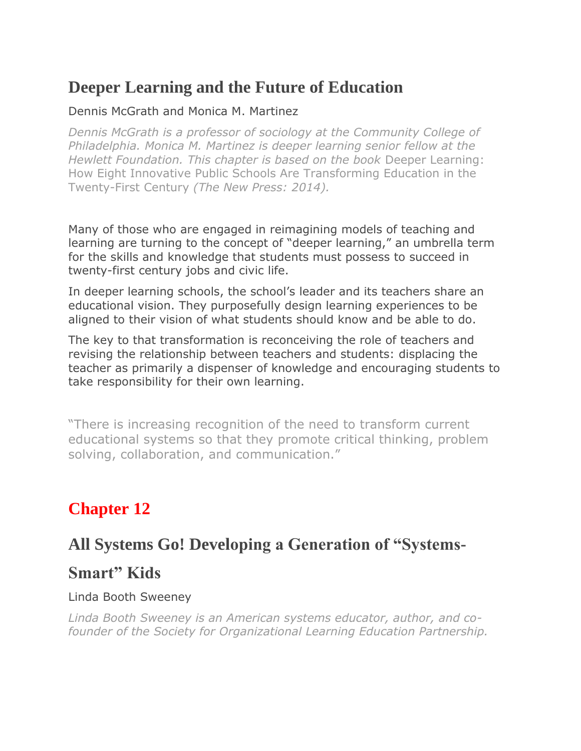## Deeper Learning and the Future of Education

Dennis McGrath and Monica M. Martinez

*Dennis McGrath is a professor of sociology at the Community College of Philadelphia. Monica M. Martinez is deeper learning senior fellow at the Hewlett Foundation. This chapter is based on the book* Deeper Learning: How Eight Innovative Public Schools Are Transforming Education in the Twenty-First Century *(The New Press: 2014).*

Many of those who are engaged in reimagining models of teaching and learning are turning to the concept of "deeper learning," an umbrella term for the skills and knowledge that students must possess to succeed in twenty-first century jobs and civic life.

In deeper learning schools, the school's leader and its teachers share an educational vision. They purposefully design learning experiences to be aligned to their vision of what students should know and be able to do.

The key to that transformation is reconceiving the role of teachers and revising the relationship between teachers and students: displacing the teacher as primarily a dispenser of knowledge and encouraging students to take responsibility for their own learning.

"There is increasing recognition of the need to transform current educational systems so that they promote critical thinking, problem solving, collaboration, and communication."

# Chapter 12

## All Systems Go! Developing a Generation of "Systems-Smart" Kids

Linda Booth Sweeney

*Linda Booth Sweeney is an American systems educator, author, and co-founder of the Society for Organizational Learning Education Partnership.*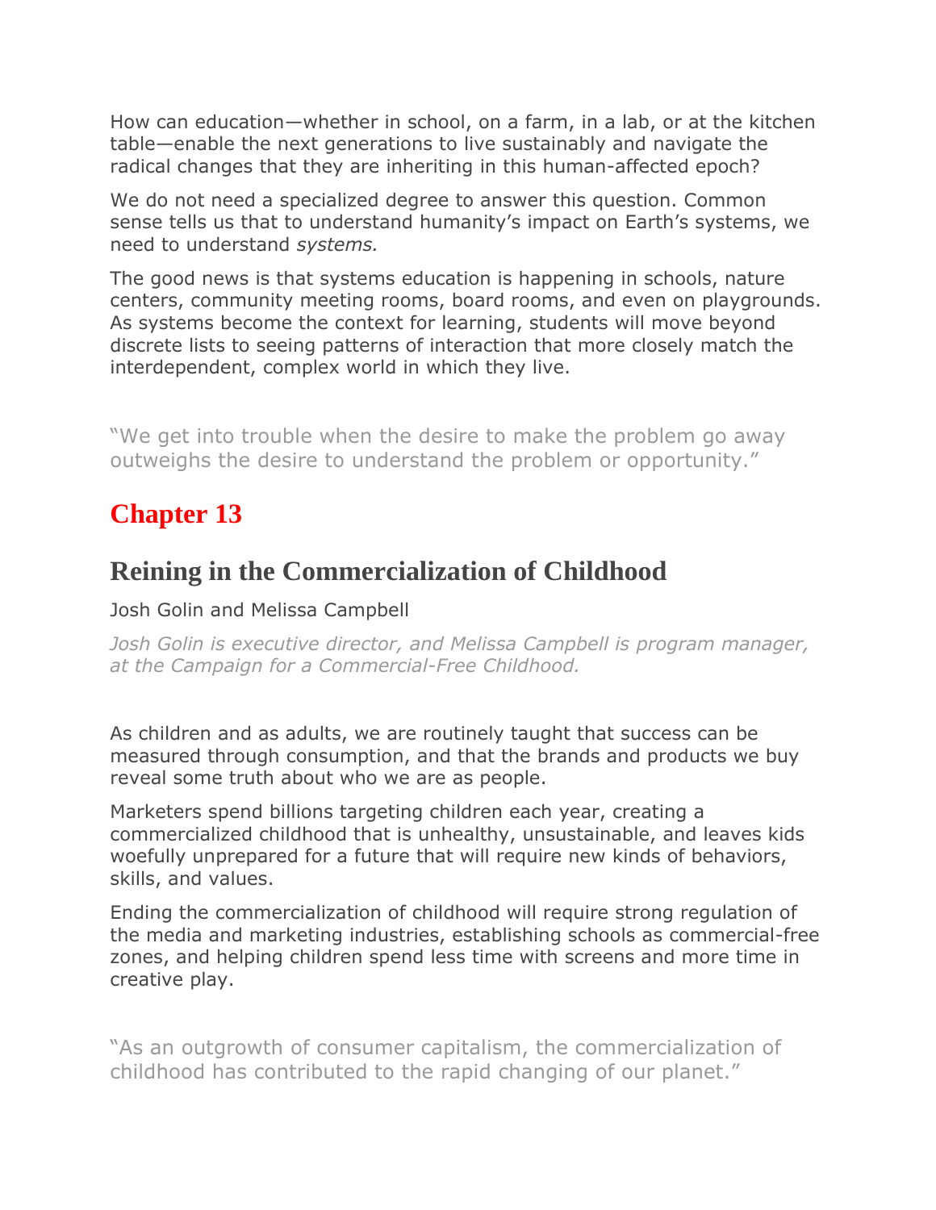How can education—whether in school, on a farm, in a lab, or at the kitchen table—enable the next generations to live sustainably and navigate the radical changes that they are inheriting in this human-affected epoch?

We do not need a specialized degree to answer this question. Common sense tells us that to understand humanity's impact on Earth's systems, we need to understand *systems.*

The good news is that systems education is happening in schools, nature centers, community meeting rooms, board rooms, and even on playgrounds. As systems become the context for learning, students will move beyond discrete lists to seeing patterns of interaction that more closely match the interdependent, complex world in which they live.

"We get into trouble when the desire to make the problem go away outweighs the desire to understand the problem or opportunity."

# Chapter 13

## Reining in the Commercialization of Childhood

Josh Golin and Melissa Campbell

*Josh Golin is executive director, and Melissa Campbell is program manager, at the Campaign for a Commercial-Free Childhood.*

As children and as adults, we are routinely taught that success can be measured through consumption, and that the brands and products we buy reveal some truth about who we are as people.

Marketers spend billions targeting children each year, creating a commercialized childhood that is unhealthy, unsustainable, and leaves kids woefully unprepared for a future that will require new kinds of behaviors, skills, and values.

Ending the commercialization of childhood will require strong regulation of the media and marketing industries, establishing schools as commercial-free zones, and helping children spend less time with screens and more time in creative play.

"As an outgrowth of consumer capitalism, the commercialization of childhood has contributed to the rapid changing of our planet."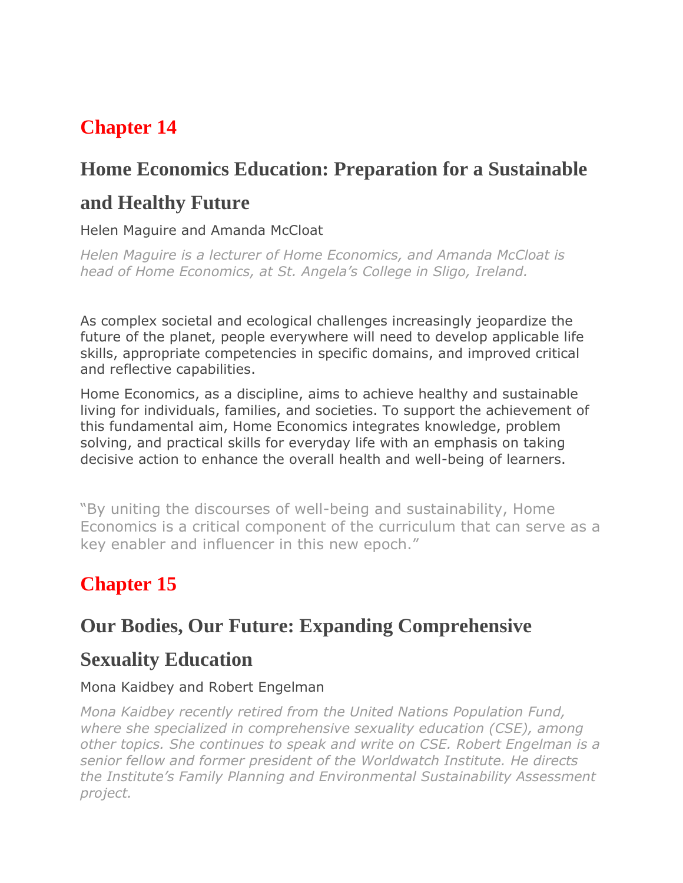## Chapter 14

## Home Economics Education: Preparation for a Sustainable and Healthy Future

Helen Maguire and Amanda McCloat

*Helen Maguire is a lecturer of Home Economics, and Amanda McCloat is head of Home Economics, at St. Angela's College in Sligo, Ireland.*

As complex societal and ecological challenges increasingly jeopardize the future of the planet, people everywhere will need to develop applicable life skills, appropriate competencies in specific domains, and improved critical and reflective capabilities.

Home Economics, as a discipline, aims to achieve healthy and sustainable living for individuals, families, and societies. To support the achievement of this fundamental aim, Home Economics integrates knowledge, problem solving, and practical skills for everyday life with an emphasis on taking decisive action to enhance the overall health and well-being of learners.

"By uniting the discourses of well-being and sustainability, Home Economics is a critical component of the curriculum that can serve as a key enabler and influencer in this new epoch."

## Chapter 15

## Our Bodies, Our Future: Expanding Comprehensive Sexuality Education

Mona Kaidbey and Robert Engelman

*Mona Kaidbey recently retired from the United Nations Population Fund, where she specialized in comprehensive sexuality education (CSE), among other topics. She continues to speak and write on CSE. Robert Engelman is a senior fellow and former president of the Worldwatch Institute. He directs the Institute's Family Planning and Environmental Sustainability Assessment project.*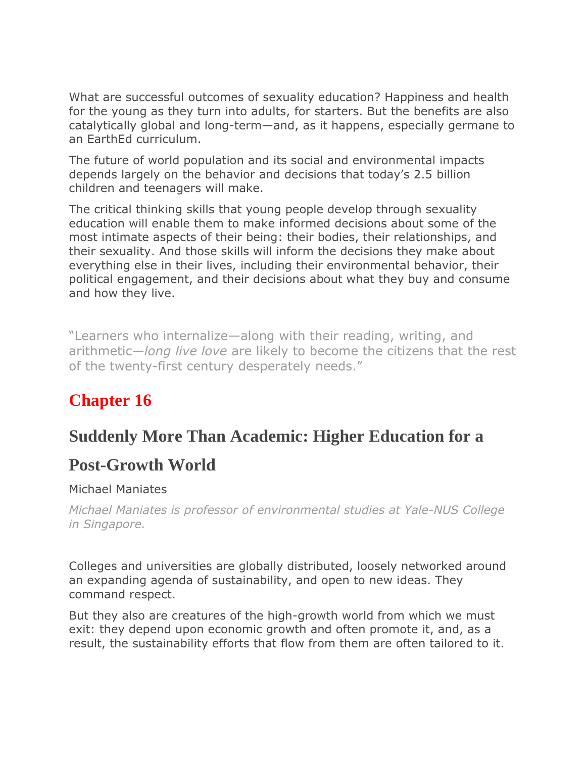What are successful outcomes of sexuality education? Happiness and health for the young as they turn into adults, for starters. But the benefits are also catalytically global and long-term—and, as it happens, especially germane to an EarthEd curriculum.

The future of world population and its social and environmental impacts depends largely on the behavior and decisions that today's 2.5 billion children and teenagers will make.

The critical thinking skills that young people develop through sexuality education will enable them to make informed decisions about some of the most intimate aspects of their being: their bodies, their relationships, and their sexuality. And those skills will inform the decisions they make about everything else in their lives, including their environmental behavior, their political engagement, and their decisions about what they buy and consume and how they live.

"Learners who internalize—along with their reading, writing, and arithmetic—*long live love* are likely to become the citizens that the rest of the twenty-first century desperately needs."

# Chapter 16

## Suddenly More Than Academic: Higher Education for a Post-Growth World

Michael Maniates

*Michael Maniates is professor of environmental studies at Yale-NUS College in Singapore.*

Colleges and universities are globally distributed, loosely networked around an expanding agenda of sustainability, and open to new ideas. They command respect.

But they also are creatures of the high-growth world from which we must exit: they depend upon economic growth and often promote it, and, as a result, the sustainability efforts that flow from them are often tailored to it.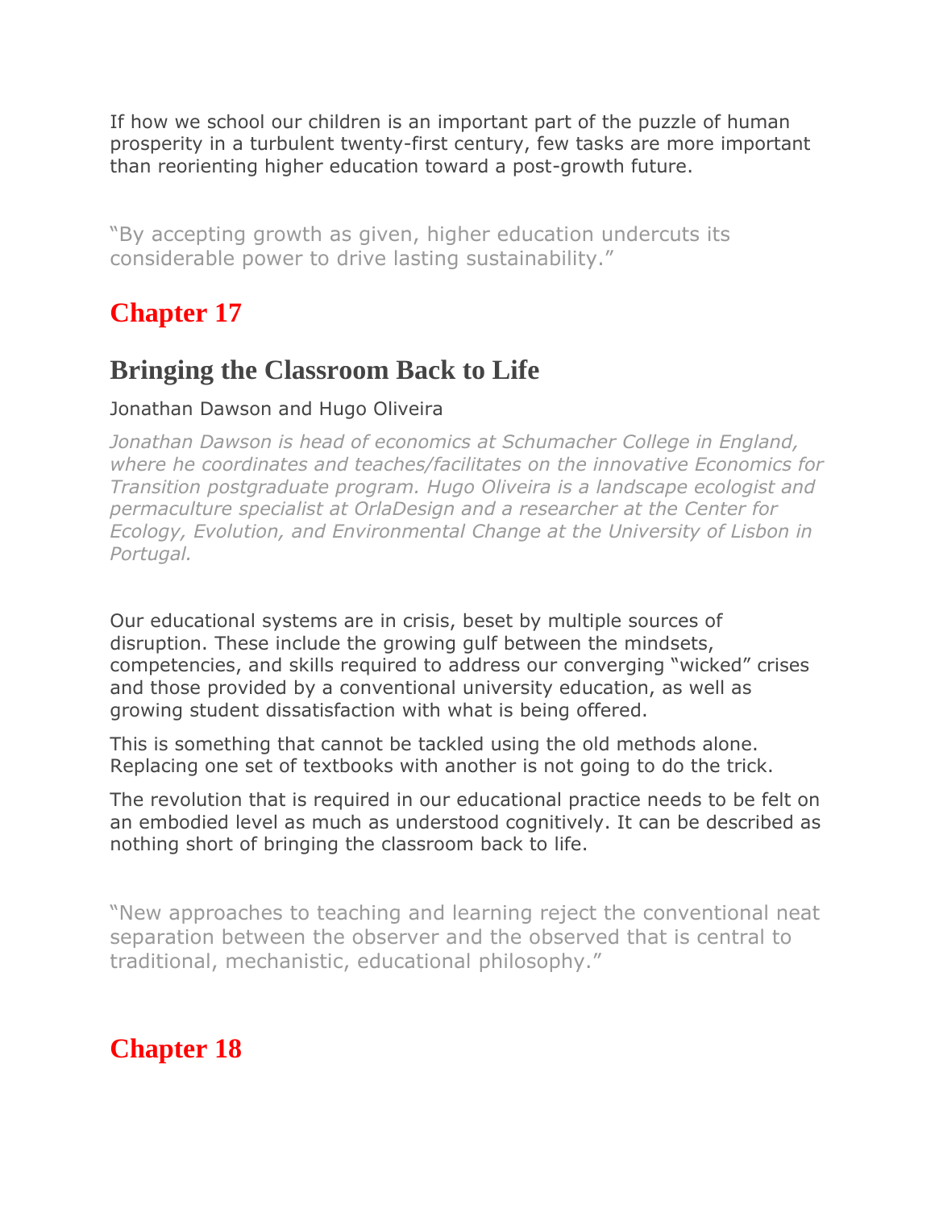If how we school our children is an important part of the puzzle of human prosperity in a turbulent twenty-first century, few tasks are more important than reorienting higher education toward a post-growth future.

"By accepting growth as given, higher education undercuts its considerable power to drive lasting sustainability."

# Chapter 17

## Bringing the Classroom Back to Life

Jonathan Dawson and Hugo Oliveira

*Jonathan Dawson is head of economics at Schumacher College in England, where he coordinates and teaches/facilitates on the innovative Economics for Transition postgraduate program. Hugo Oliveira is a landscape ecologist and permaculture specialist at OrlaDesign and a researcher at the Center for Ecology, Evolution, and Environmental Change at the University of Lisbon in Portugal.*

Our educational systems are in crisis, beset by multiple sources of disruption. These include the growing gulf between the mindsets, competencies, and skills required to address our converging "wicked" crises and those provided by a conventional university education, as well as growing student dissatisfaction with what is being offered.

This is something that cannot be tackled using the old methods alone. Replacing one set of textbooks with another is not going to do the trick.

The revolution that is required in our educational practice needs to be felt on an embodied level as much as understood cognitively. It can be described as nothing short of bringing the classroom back to life.

"New approaches to teaching and learning reject the conventional neat separation between the observer and the observed that is central to traditional, mechanistic, educational philosophy."

# Chapter 18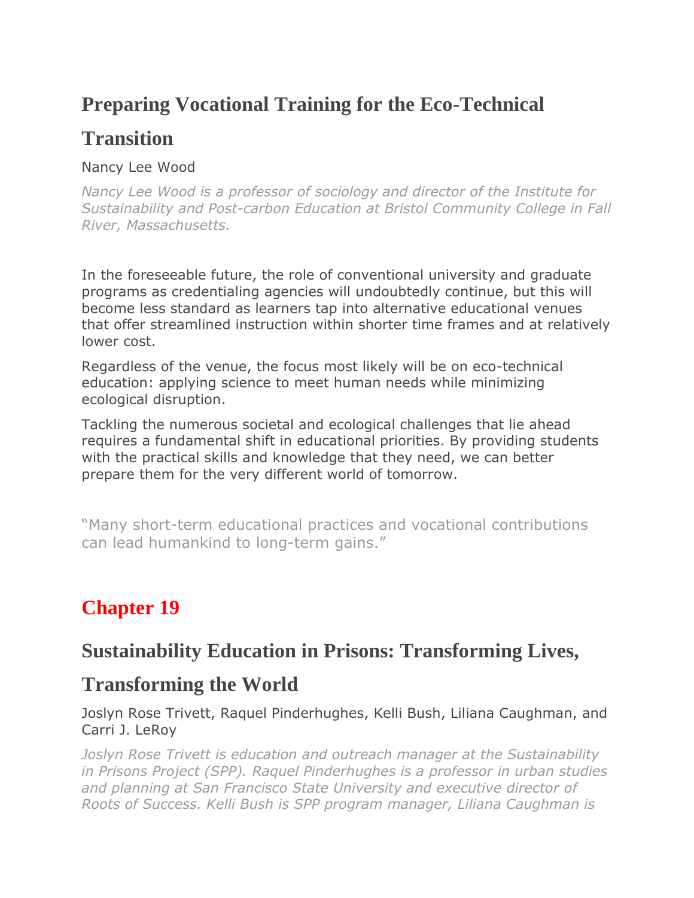## Preparing Vocational Training for the Eco-Technical Transition

Nancy Lee Wood

*Nancy Lee Wood is a professor of sociology and director of the Institute for Sustainability and Post-carbon Education at Bristol Community College in Fall River, Massachusetts.*

In the foreseeable future, the role of conventional university and graduate programs as credentialing agencies will undoubtedly continue, but this will become less standard as learners tap into alternative educational venues that offer streamlined instruction within shorter time frames and at relatively lower cost.

Regardless of the venue, the focus most likely will be on eco-technical education: applying science to meet human needs while minimizing ecological disruption.

Tackling the numerous societal and ecological challenges that lie ahead requires a fundamental shift in educational priorities. By providing students with the practical skills and knowledge that they need, we can better prepare them for the very different world of tomorrow.

"Many short-term educational practices and vocational contributions can lead humankind to long-term gains."

# Chapter 19

## Sustainability Education in Prisons: Transforming Lives, Transforming the World

Joslyn Rose Trivett, Raquel Pinderhughes, Kelli Bush, Liliana Caughman, and Carri J. LeRoy

*Joslyn Rose Trivett is education and outreach manager at the Sustainability in Prisons Project (SPP). Raquel Pinderhughes is a professor in urban studies and planning at San Francisco State University and executive director of Roots of Success. Kelli Bush is SPP program manager, Liliana Caughman is*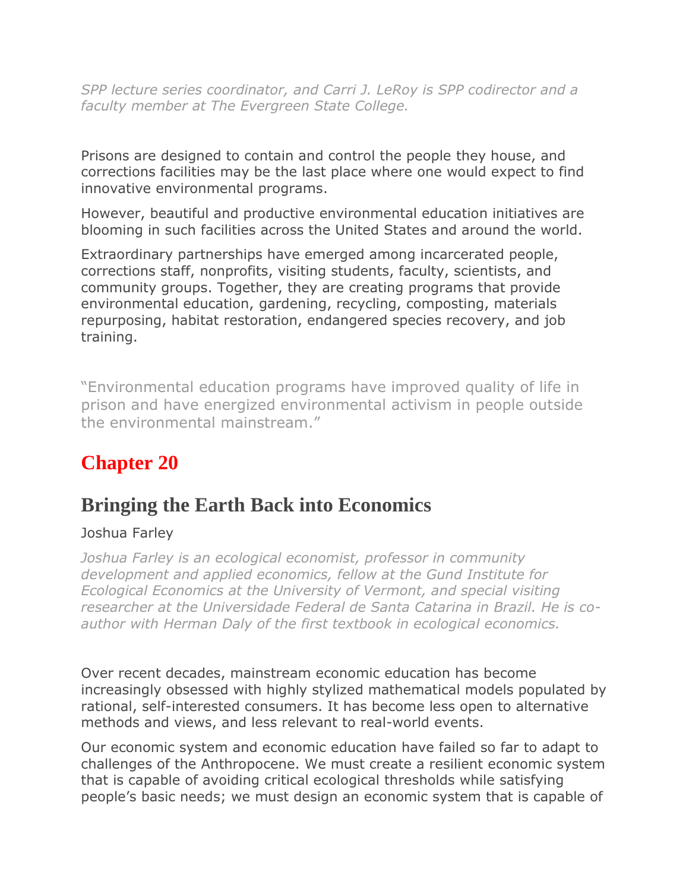*SPP lecture series coordinator, and Carri J. LeRoy is SPP codirector and a faculty member at The Evergreen State College.*

Prisons are designed to contain and control the people they house, and corrections facilities may be the last place where one would expect to find innovative environmental programs.

However, beautiful and productive environmental education initiatives are blooming in such facilities across the United States and around the world.

Extraordinary partnerships have emerged among incarcerated people, corrections staff, nonprofits, visiting students, faculty, scientists, and community groups. Together, they are creating programs that provide environmental education, gardening, recycling, composting, materials repurposing, habitat restoration, endangered species recovery, and job training.

> "Environmental education programs have improved quality of life in prison and have energized environmental activism in people outside the environmental mainstream."

# Chapter 20

## Bringing the Earth Back into Economics

Joshua Farley

*Joshua Farley is an ecological economist, professor in community development and applied economics, fellow at the Gund Institute for Ecological Economics at the University of Vermont, and special visiting researcher at the Universidade Federal de Santa Catarina in Brazil. He is co-author with Herman Daly of the first textbook in ecological economics.*

Over recent decades, mainstream economic education has become increasingly obsessed with highly stylized mathematical models populated by rational, self-interested consumers. It has become less open to alternative methods and views, and less relevant to real-world events.

Our economic system and economic education have failed so far to adapt to challenges of the Anthropocene. We must create a resilient economic system that is capable of avoiding critical ecological thresholds while satisfying people's basic needs; we must design an economic system that is capable of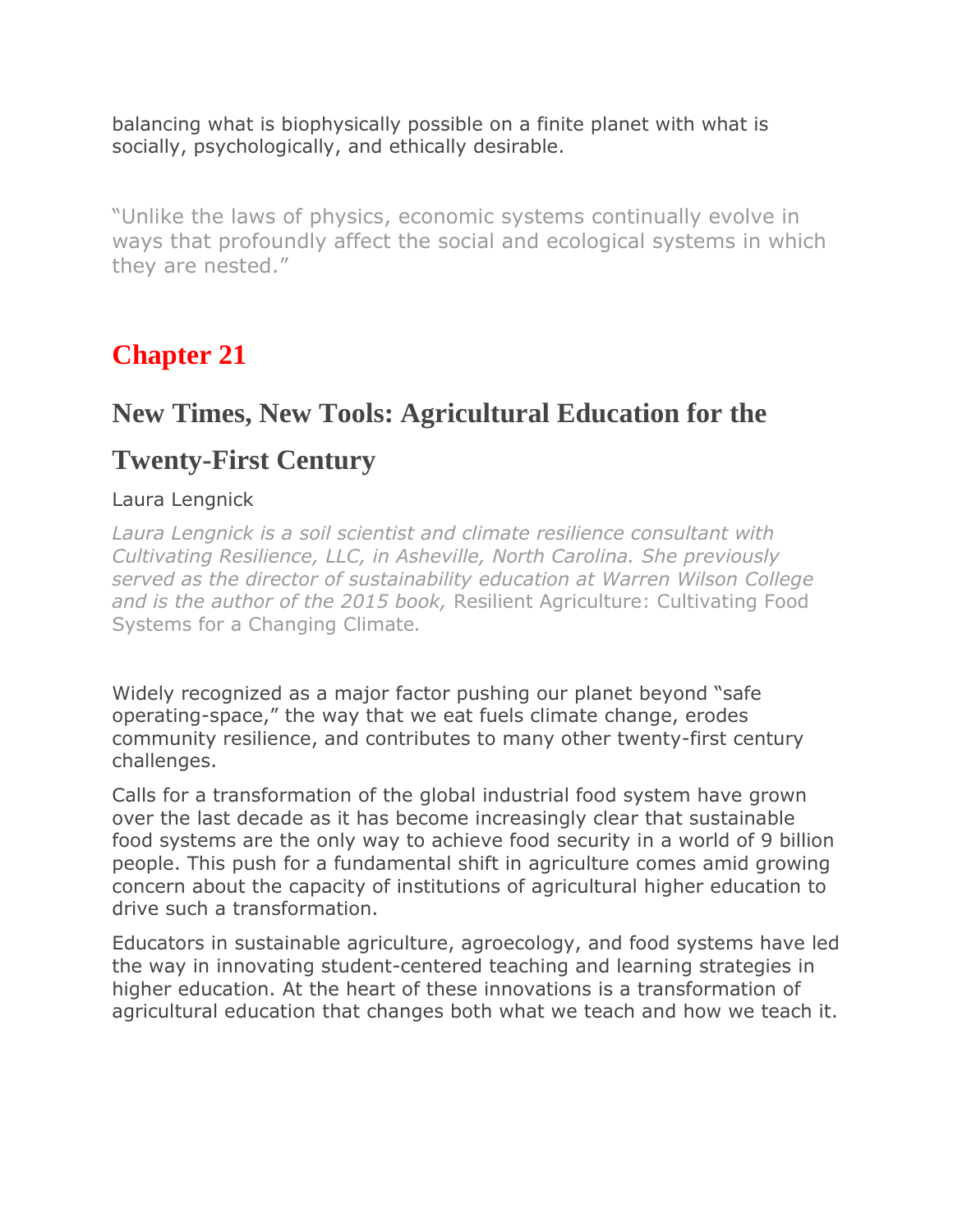balancing what is biophysically possible on a finite planet with what is socially, psychologically, and ethically desirable.

“Unlike the laws of physics, economic systems continually evolve in ways that profoundly affect the social and ecological systems in which they are nested.”

# Chapter 21

## New Times, New Tools: Agricultural Education for the Twenty-First Century

Laura Lengnick

*Laura Lengnick is a soil scientist and climate resilience consultant with Cultivating Resilience, LLC, in Asheville, North Carolina. She previously served as the director of sustainability education at Warren Wilson College and is the author of the 2015 book,* Resilient Agriculture: Cultivating Food Systems for a Changing Climate*.*

Widely recognized as a major factor pushing our planet beyond “safe operating-space,” the way that we eat fuels climate change, erodes community resilience, and contributes to many other twenty-first century challenges.

Calls for a transformation of the global industrial food system have grown over the last decade as it has become increasingly clear that sustainable food systems are the only way to achieve food security in a world of 9 billion people. This push for a fundamental shift in agriculture comes amid growing concern about the capacity of institutions of agricultural higher education to drive such a transformation.

Educators in sustainable agriculture, agroecology, and food systems have led the way in innovating student-centered teaching and learning strategies in higher education. At the heart of these innovations is a transformation of agricultural education that changes both what we teach and how we teach it.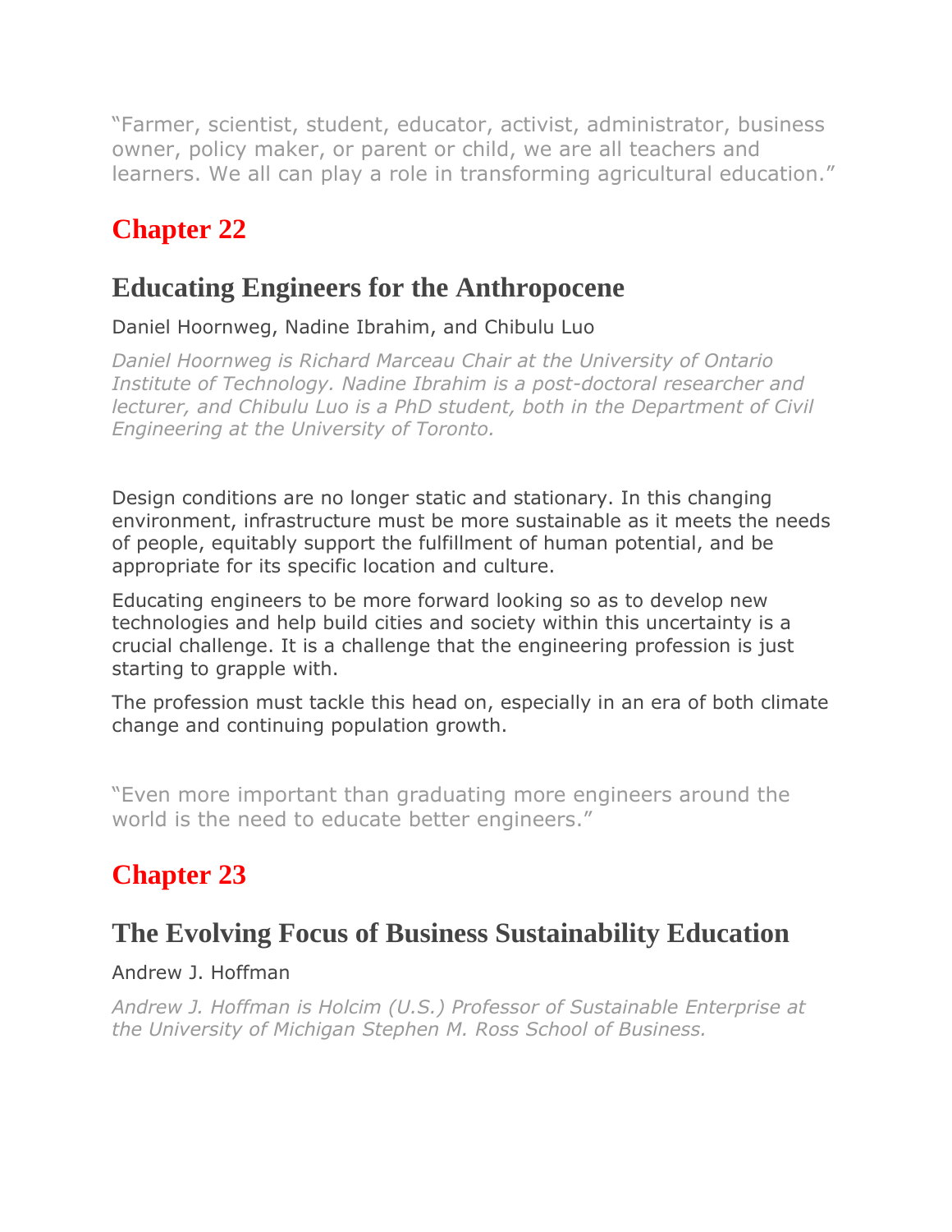"Farmer, scientist, student, educator, activist, administrator, business owner, policy maker, or parent or child, we are all teachers and learners. We all can play a role in transforming agricultural education."

## Chapter 22

## Educating Engineers for the Anthropocene

Daniel Hoornweg, Nadine Ibrahim, and Chibulu Luo

*Daniel Hoornweg is Richard Marceau Chair at the University of Ontario Institute of Technology. Nadine Ibrahim is a post-doctoral researcher and lecturer, and Chibulu Luo is a PhD student, both in the Department of Civil Engineering at the University of Toronto.*

Design conditions are no longer static and stationary. In this changing environment, infrastructure must be more sustainable as it meets the needs of people, equitably support the fulfillment of human potential, and be appropriate for its specific location and culture.

Educating engineers to be more forward looking so as to develop new technologies and help build cities and society within this uncertainty is a crucial challenge. It is a challenge that the engineering profession is just starting to grapple with.

The profession must tackle this head on, especially in an era of both climate change and continuing population growth.

"Even more important than graduating more engineers around the world is the need to educate better engineers."

## Chapter 23

## The Evolving Focus of Business Sustainability Education

Andrew J. Hoffman

*Andrew J. Hoffman is Holcim (U.S.) Professor of Sustainable Enterprise at the University of Michigan Stephen M. Ross School of Business.*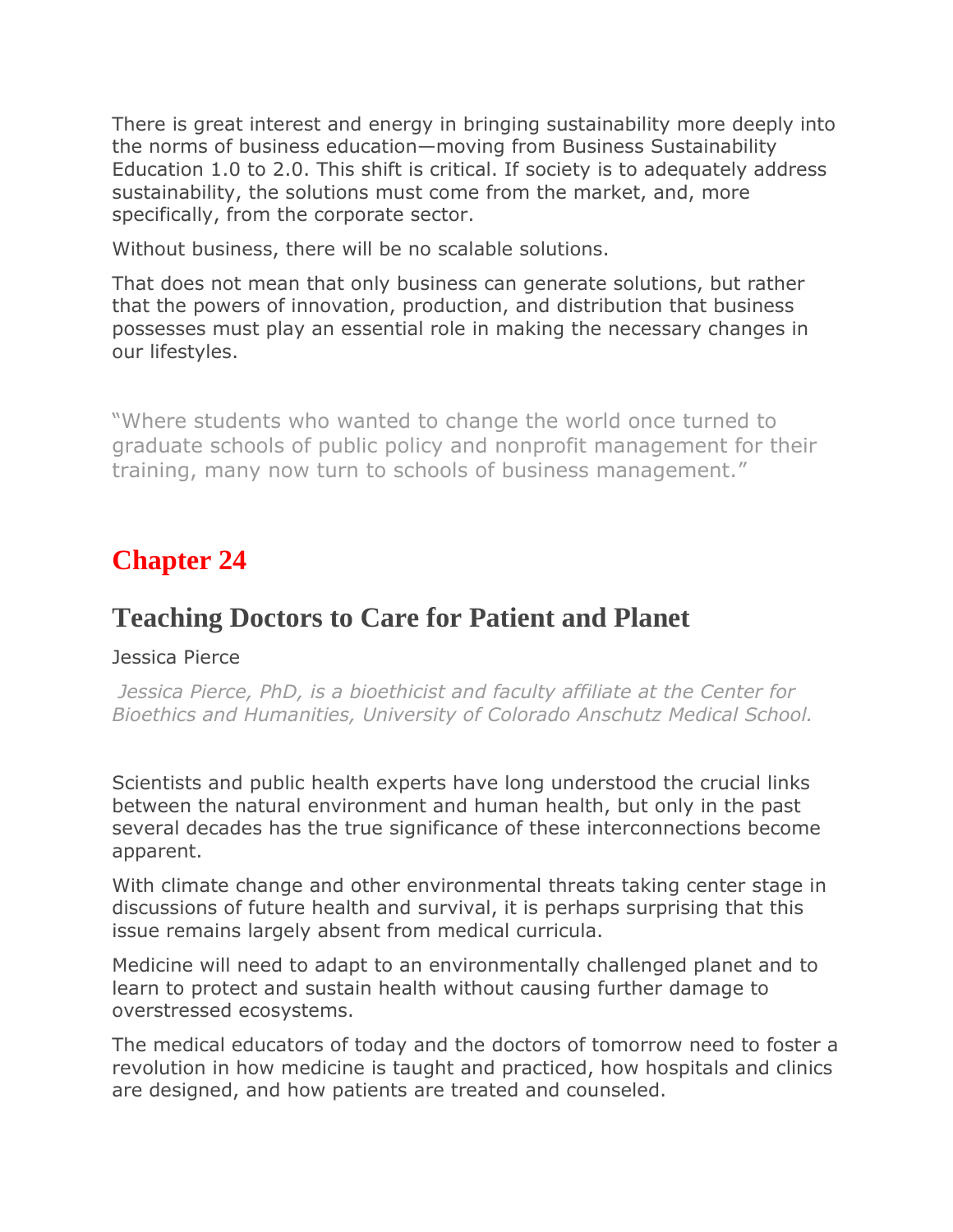There is great interest and energy in bringing sustainability more deeply into the norms of business education—moving from Business Sustainability Education 1.0 to 2.0. This shift is critical. If society is to adequately address sustainability, the solutions must come from the market, and, more specifically, from the corporate sector.

Without business, there will be no scalable solutions.

That does not mean that only business can generate solutions, but rather that the powers of innovation, production, and distribution that business possesses must play an essential role in making the necessary changes in our lifestyles.

> "Where students who wanted to change the world once turned to graduate schools of public policy and nonprofit management for their training, many now turn to schools of business management."

# Chapter 24

## Teaching Doctors to Care for Patient and Planet

Jessica Pierce

*Jessica Pierce, PhD, is a bioethicist and faculty affiliate at the Center for Bioethics and Humanities, University of Colorado Anschutz Medical School.*

Scientists and public health experts have long understood the crucial links between the natural environment and human health, but only in the past several decades has the true significance of these interconnections become apparent.

With climate change and other environmental threats taking center stage in discussions of future health and survival, it is perhaps surprising that this issue remains largely absent from medical curricula.

Medicine will need to adapt to an environmentally challenged planet and to learn to protect and sustain health without causing further damage to overstressed ecosystems.

The medical educators of today and the doctors of tomorrow need to foster a revolution in how medicine is taught and practiced, how hospitals and clinics are designed, and how patients are treated and counseled.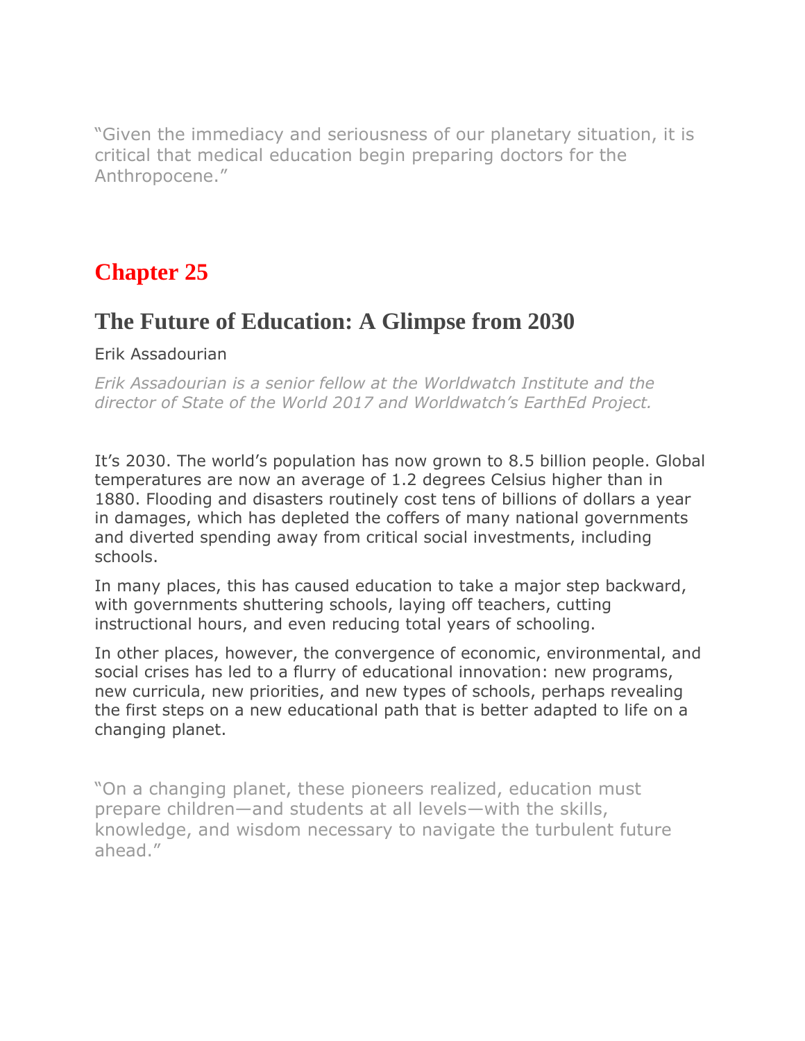"Given the immediacy and seriousness of our planetary situation, it is critical that medical education begin preparing doctors for the Anthropocene."

## Chapter 25

# The Future of Education: A Glimpse from 2030

Erik Assadourian

*Erik Assadourian is a senior fellow at the Worldwatch Institute and the director of State of the World 2017 and Worldwatch's EarthEd Project.*

It's 2030. The world's population has now grown to 8.5 billion people. Global temperatures are now an average of 1.2 degrees Celsius higher than in 1880. Flooding and disasters routinely cost tens of billions of dollars a year in damages, which has depleted the coffers of many national governments and diverted spending away from critical social investments, including schools.

In many places, this has caused education to take a major step backward, with governments shuttering schools, laying off teachers, cutting instructional hours, and even reducing total years of schooling.

In other places, however, the convergence of economic, environmental, and social crises has led to a flurry of educational innovation: new programs, new curricula, new priorities, and new types of schools, perhaps revealing the first steps on a new educational path that is better adapted to life on a changing planet.

"On a changing planet, these pioneers realized, education must prepare children—and students at all levels—with the skills, knowledge, and wisdom necessary to navigate the turbulent future ahead."